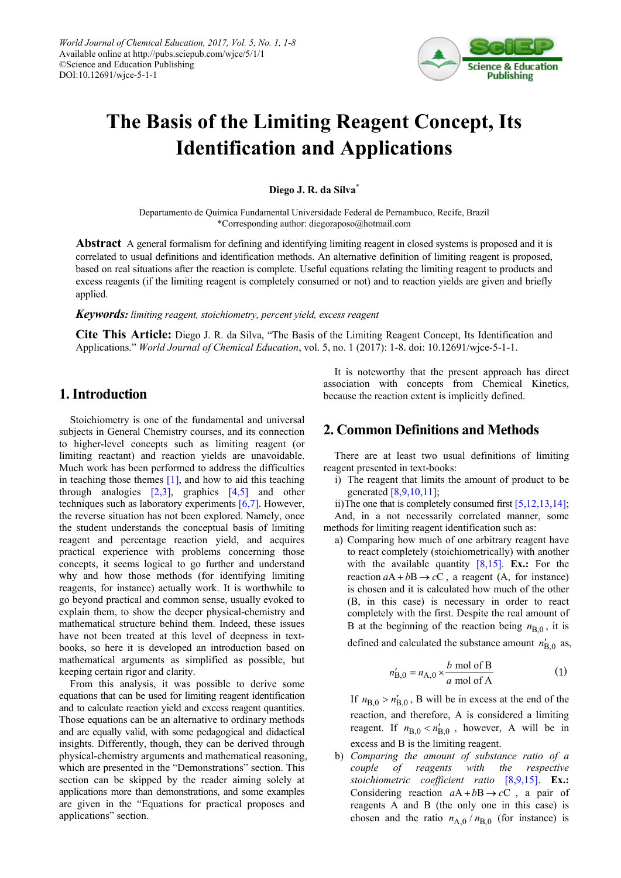# The Basis of the Limiting Reagent Concept, Its Identification and Applications

**Diego J. R. da Silva***

Departamento de Química Fundamental Universidade Federal de Pernambuco, Recife, Brazil
*Corresponding author: diegoraposo@hotmail.com

**Abstract** A general formalism for defining and identifying limiting reagent in closed systems is proposed and it is correlated to usual definitions and identification methods. An alternative definition of limiting reagent is proposed, based on real situations after the reaction is complete. Useful equations relating the limiting reagent to products and excess reagents (if the limiting reagent is completely consumed or not) and to reaction yields are given and briefly applied.

***Keywords:*** *limiting reagent, stoichiometry, percent yield, excess reagent*

**Cite This Article:** Diego J. R. da Silva, "The Basis of the Limiting Reagent Concept, Its Identification and Applications." *World Journal of Chemical Education*, vol. 5, no. 1 (2017): 1-8. doi: 10.12691/wjce-5-1-1.

## 1. Introduction

Stoichiometry is one of the fundamental and universal subjects in General Chemistry courses, and its connection to higher-level concepts such as limiting reagent (or limiting reactant) and reaction yields are unavoidable. Much work has been performed to address the difficulties in teaching those themes [1], and how to aid this teaching through analogies [2,3], graphics [4,5] and other techniques such as laboratory experiments [6,7]. However, the reverse situation has not been explored. Namely, once the student understands the conceptual basis of limiting reagent and percentage reaction yield, and acquires practical experience with problems concerning those concepts, it seems logical to go further and understand why and how those methods (for identifying limiting reagents, for instance) actually work. It is worthwhile to go beyond practical and common sense, usually evoked to explain them, to show the deeper physical-chemistry and mathematical structure behind them. Indeed, these issues have not been treated at this level of deepness in text-books, so here it is developed an introduction based on mathematical arguments as simplified as possible, but keeping certain rigor and clarity.

From this analysis, it was possible to derive some equations that can be used for limiting reagent identification and to calculate reaction yield and excess reagent quantities. Those equations can be an alternative to ordinary methods and are equally valid, with some pedagogical and didactical insights. Differently, though, they can be derived through physical-chemistry arguments and mathematical reasoning, which are presented in the "Demonstrations" section. This section can be skipped by the reader aiming solely at applications more than demonstrations, and some examples are given in the "Equations for practical proposes and applications" section.

It is noteworthy that the present approach has direct association with concepts from Chemical Kinetics, because the reaction extent is implicitly defined.

## 2. Common Definitions and Methods

There are at least two usual definitions of limiting reagent presented in text-books:

i) The reagent that limits the amount of product to be generated [8,9,10,11];

ii) The one that is completely consumed first [5,12,13,14];

And, in a not necessarily correlated manner, some methods for limiting reagent identification such as:

a) Comparing how much of one arbitrary reagent have to react completely (stoichiometrically) with another with the available quantity [8,15]. **Ex.:** For the reaction $a\mathrm{A} + b\mathrm{B} \rightarrow c\mathrm{C}$, a reagent (A, for instance) is chosen and it is calculated how much of the other (B, in this case) is necessary in order to react completely with the first. Despite the real amount of B at the beginning of the reaction being $n_{\mathrm{B},0}$, it is defined and calculated the substance amount $n'_{\mathrm{B},0}$ as,

$$n'_{\mathrm{B},0} = n_{\mathrm{A},0} \times \frac{b \text{ mol of B}}{a \text{ mol of A}} \tag{1}$$

If $n_{\mathrm{B},0} > n'_{\mathrm{B},0}$, B will be in excess at the end of the reaction, and therefore, A is considered a limiting reagent. If $n_{\mathrm{B},0} < n'_{\mathrm{B},0}$, however, A will be in excess and B is the limiting reagent.

b) *Comparing the amount of substance ratio of a couple of reagents with the respective stoichiometric coefficient ratio* [8,9,15]. **Ex.:** Considering reaction $a\mathrm{A} + b\mathrm{B} \rightarrow c\mathrm{C}$, a pair of reagents A and B (the only one in this case) is chosen and the ratio $n_{\mathrm{A},0} / n_{\mathrm{B},0}$ (for instance) is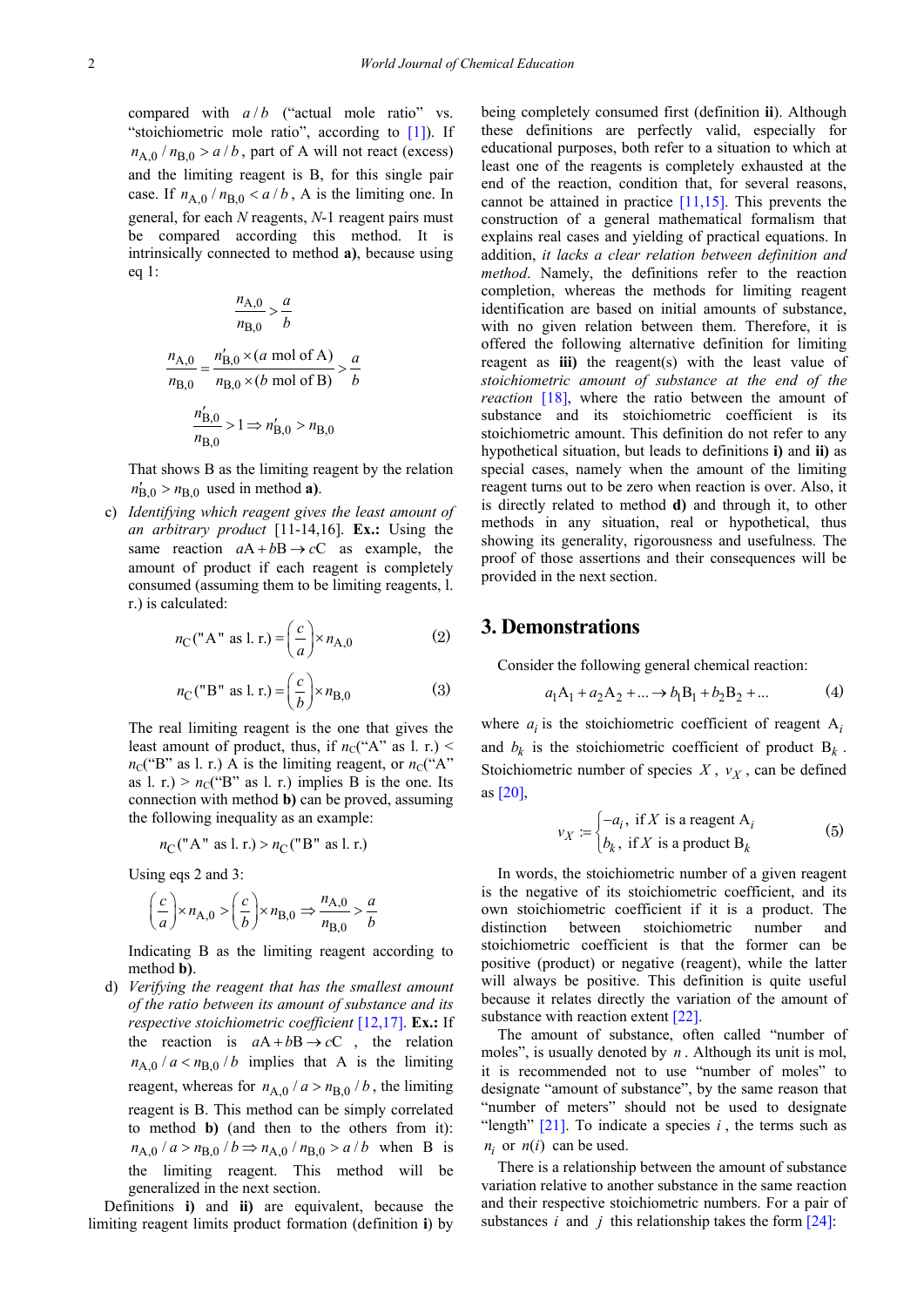compared with $a/b$ ("actual mole ratio" vs. "stoichiometric mole ratio", according to [1]). If $n_{A,0}/n_{B,0} > a/b$, part of A will not react (excess) and the limiting reagent is B, for this single pair case. If $n_{A,0}/n_{B,0} < a/b$, A is the limiting one. In general, for each *N* reagents, *N*-1 reagent pairs must be compared according this method. It is intrinsically connected to method **a)**, because using eq 1:

$$\frac{n_{A,0}}{n_{B,0}} > \frac{a}{b}$$

$$\frac{n_{A,0}}{n_{B,0}} = \frac{n'_{B,0} \times (a \text{ mol of A})}{n_{B,0} \times (b \text{ mol of B})} > \frac{a}{b}$$

$$\frac{n'_{B,0}}{n_{B,0}} > 1 \Rightarrow n'_{B,0} > n_{B,0}$$

That shows B as the limiting reagent by the relation $n'_{B,0} > n_{B,0}$ used in method **a)**.

c) *Identifying which reagent gives the least amount of an arbitrary product* [11-14,16]. **Ex.:** Using the same reaction $aA + bB \rightarrow cC$ as example, the amount of product if each reagent is completely consumed (assuming them to be limiting reagents, l. r.) is calculated:

$$n_C(\text{"A" as l. r.}) = \left(\frac{c}{a}\right) \times n_{A,0} \quad (2)$$

$$n_C(\text{"B" as l. r.}) = \left(\frac{c}{b}\right) \times n_{B,0} \quad (3)$$

The real limiting reagent is the one that gives the least amount of product, thus, if $n_C$("A" as l. r.) < $n_C$("B" as l. r.) A is the limiting reagent, or $n_C$("A" as l. r.) > $n_C$("B" as l. r.) implies B is the one. Its connection with method **b)** can be proved, assuming the following inequality as an example:

$$n_C(\text{"A" as l. r.}) > n_C(\text{"B" as l. r.})$$

Using eqs 2 and 3:

$$\left(\frac{c}{a}\right) \times n_{A,0} > \left(\frac{c}{b}\right) \times n_{B,0} \Rightarrow \frac{n_{A,0}}{n_{B,0}} > \frac{a}{b}$$

Indicating B as the limiting reagent according to method **b)**.

d) *Verifying the reagent that has the smallest amount of the ratio between its amount of substance and its respective stoichiometric coefficient* [12,17]. **Ex.:** If the reaction is $aA + bB \rightarrow cC$, the relation $n_{A,0}/a < n_{B,0}/b$ implies that A is the limiting reagent, whereas for $n_{A,0}/a > n_{B,0}/b$, the limiting reagent is B. This method can be simply correlated to method **b)** (and then to the others from it): $n_{A,0}/a > n_{B,0}/b \Rightarrow n_{A,0}/n_{B,0} > a/b$ when B is the limiting reagent. This method will be generalized in the next section.

Definitions **i)** and **ii)** are equivalent, because the limiting reagent limits product formation (definition **i**) by being completely consumed first (definition **ii**). Although these definitions are perfectly valid, especially for educational purposes, both refer to a situation to which at least one of the reagents is completely exhausted at the end of the reaction, condition that, for several reasons, cannot be attained in practice [11,15]. This prevents the construction of a general mathematical formalism that explains real cases and yielding of practical equations. In addition, *it lacks a clear relation between definition and method*. Namely, the definitions refer to the reaction completion, whereas the methods for limiting reagent identification are based on initial amounts of substance, with no given relation between them. Therefore, it is offered the following alternative definition for limiting reagent as **iii)** the reagent(s) with the least value of *stoichiometric amount of substance at the end of the reaction* [18], where the ratio between the amount of substance and its stoichiometric coefficient is its stoichiometric amount. This definition do not refer to any hypothetical situation, but leads to definitions **i)** and **ii)** as special cases, namely when the amount of the limiting reagent turns out to be zero when reaction is over. Also, it is directly related to method **d)** and through it, to other methods in any situation, real or hypothetical, thus showing its generality, rigorousness and usefulness. The proof of those assertions and their consequences will be provided in the next section.

## 3. Demonstrations

Consider the following general chemical reaction:

$$a_1 A_1 + a_2 A_2 + \ldots \rightarrow b_1 B_1 + b_2 B_2 + \ldots \quad (4)$$

where $a_i$ is the stoichiometric coefficient of reagent $A_i$ and $b_k$ is the stoichiometric coefficient of product $B_k$. Stoichiometric number of species $X$, $\nu_X$, can be defined as [20],

$$\nu_X := \begin{cases} -a_i, & \text{if } X \text{ is a reagent } A_i \\ b_k, & \text{if } X \text{ is a product } B_k \end{cases} \quad (5)$$

In words, the stoichiometric number of a given reagent is the negative of its stoichiometric coefficient, and its own stoichiometric coefficient if it is a product. The distinction between stoichiometric number and stoichiometric coefficient is that the former can be positive (product) or negative (reagent), while the latter will always be positive. This definition is quite useful because it relates directly the variation of the amount of substance with reaction extent [22].

The amount of substance, often called "number of moles", is usually denoted by $n$. Although its unit is mol, it is recommended not to use "number of moles" to designate "amount of substance", by the same reason that "number of meters" should not be used to designate "length" [21]. To indicate a species $i$, the terms such as $n_i$ or $n(i)$ can be used.

There is a relationship between the amount of substance variation relative to another substance in the same reaction and their respective stoichiometric numbers. For a pair of substances $i$ and $j$ this relationship takes the form [24]: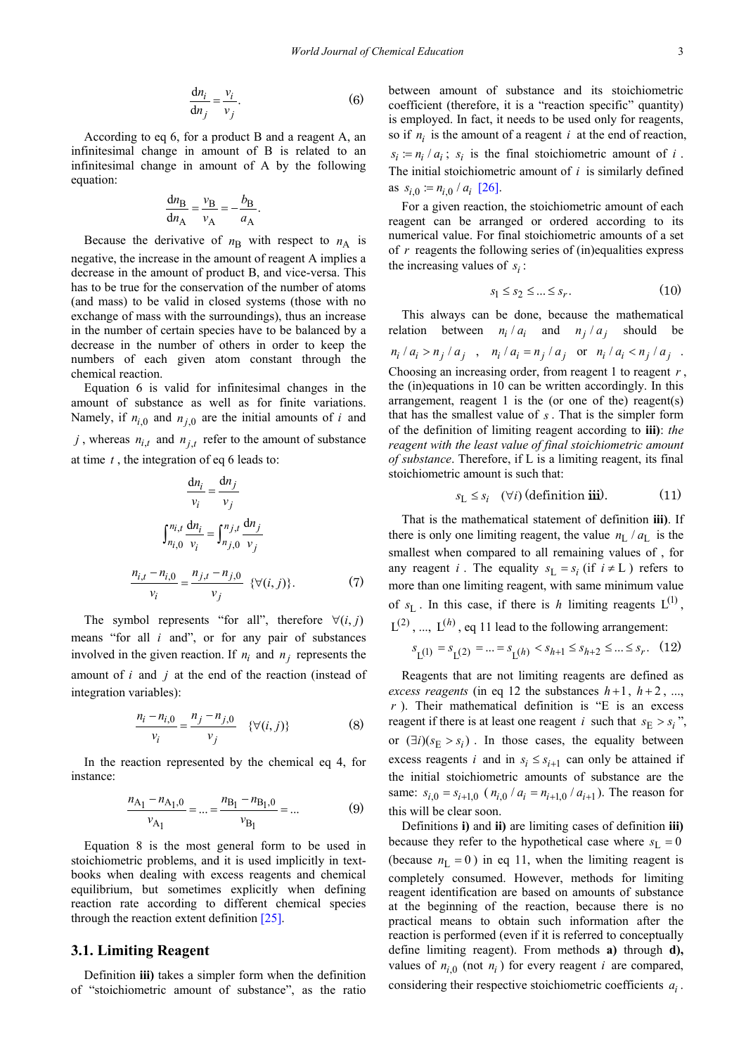$$\frac{dn_i}{dn_j} = \frac{v_i}{v_j}. \tag{6}$$

According to eq 6, for a product B and a reagent A, an infinitesimal change in amount of B is related to an infinitesimal change in amount of A by the following equation:

$$\frac{dn_B}{dn_A} = \frac{v_B}{v_A} = -\frac{b_B}{a_A}.$$

Because the derivative of $n_B$ with respect to $n_A$ is negative, the increase in the amount of reagent A implies a decrease in the amount of product B, and vice-versa. This has to be true for the conservation of the number of atoms (and mass) to be valid in closed systems (those with no exchange of mass with the surroundings), thus an increase in the number of certain species have to be balanced by a decrease in the number of others in order to keep the numbers of each given atom constant through the chemical reaction.

Equation 6 is valid for infinitesimal changes in the amount of substance as well as for finite variations. Namely, if $n_{i,0}$ and $n_{j,0}$ are the initial amounts of $i$ and $j$, whereas $n_{i,t}$ and $n_{j,t}$ refer to the amount of substance at time $t$, the integration of eq 6 leads to:

$$\frac{dn_i}{v_i} = \frac{dn_j}{v_j}$$

$$\int_{n_{i,0}}^{n_{i,t}} \frac{dn_i}{v_i} = \int_{n_{j,0}}^{n_{j,t}} \frac{dn_j}{v_j}$$

$$\frac{n_{i,t} - n_{i,0}}{v_i} = \frac{n_{j,t} - n_{j,0}}{v_j} \quad \{\forall (i,j)\}. \tag{7}$$

The symbol represents "for all", therefore $\forall (i,j)$ means "for all $i$ and", or for any pair of substances involved in the given reaction. If $n_i$ and $n_j$ represents the amount of $i$ and $j$ at the end of the reaction (instead of integration variables):

$$\frac{n_i - n_{i,0}}{v_i} = \frac{n_j - n_{j,0}}{v_j} \quad \{\forall (i,j)\} \tag{8}$$

In the reaction represented by the chemical eq 4, for instance:

$$\frac{n_{A_1} - n_{A_1,0}}{v_{A_1}} = \ldots = \frac{n_{B_1} - n_{B_1,0}}{v_{B_1}} = \ldots \tag{9}$$

Equation 8 is the most general form to be used in stoichiometric problems, and it is used implicitly in textbooks when dealing with excess reagents and chemical equilibrium, but sometimes explicitly when defining reaction rate according to different chemical species through the reaction extent definition [25].

## 3.1. Limiting Reagent

Definition **iii)** takes a simpler form when the definition of "stoichiometric amount of substance", as the ratio between amount of substance and its stoichiometric coefficient (therefore, it is a "reaction specific" quantity) is employed. In fact, it needs to be used only for reagents, so if $n_i$ is the amount of a reagent $i$ at the end of reaction, $s_i := n_i / a_i$; $s_i$ is the final stoichiometric amount of $i$. The initial stoichiometric amount of $i$ is similarly defined as $s_{i,0} := n_{i,0} / a_i$ [26].

For a given reaction, the stoichiometric amount of each reagent can be arranged or ordered according to its numerical value. For final stoichiometric amounts of a set of $r$ reagents the following series of (in)equalities express the increasing values of $s_i$:

$$s_1 \le s_2 \le \ldots \le s_r. \tag{10}$$

This always can be done, because the mathematical relation between $n_i / a_i$ and $n_j / a_j$ should be $n_i / a_i > n_j / a_j$ , $n_i / a_i = n_j / a_j$ or $n_i / a_i < n_j / a_j$ . Choosing an increasing order, from reagent 1 to reagent $r$, the (in)equations in 10 can be written accordingly. In this arrangement, reagent 1 is the (or one of the) reagent(s) that has the smallest value of $s$. That is the simpler form of the definition of limiting reagent according to **iii)**: *the reagent with the least value of final stoichiometric amount of substance*. Therefore, if L is a limiting reagent, its final stoichiometric amount is such that:

$$s_L \le s_i \quad (\forall i) \text{ (definition iii)}. \tag{11}$$

That is the mathematical statement of definition **iii)**. If there is only one limiting reagent, the value $n_L / a_L$ is the smallest when compared to all remaining values of , for any reagent $i$. The equality $s_L = s_i$ (if $i \ne L$) refers to more than one limiting reagent, with same minimum value of $s_L$. In this case, if there is $h$ limiting reagents $L^{(1)}$, $L^{(2)}$, ..., $L^{(h)}$, eq 11 lead to the following arrangement:

$$s_{L^{(1)}} = s_{L^{(2)}} = \ldots = s_{L^{(h)}} < s_{h+1} \le s_{h+2} \le \ldots \le s_r. \tag{12}$$

Reagents that are not limiting reagents are defined as *excess reagents* (in eq 12 the substances $h+1$, $h+2$, ..., $r$). Their mathematical definition is "E is an excess reagent if there is at least one reagent $i$ such that $s_E > s_i$", or $(\exists i)(s_E > s_i)$. In those cases, the equality between excess reagents $i$ and in $s_i \le s_{i+1}$ can only be attained if the initial stoichiometric amounts of substance are the same: $s_{i,0} = s_{i+1,0}$ ($n_{i,0} / a_i = n_{i+1,0} / a_{i+1}$). The reason for this will be clear soon.

Definitions **i)** and **ii)** are limiting cases of definition **iii)** because they refer to the hypothetical case where $s_L = 0$ (because $n_L = 0$) in eq 11, when the limiting reagent is completely consumed. However, methods for limiting reagent identification are based on amounts of substance at the beginning of the reaction, because there is no practical means to obtain such information after the reaction is performed (even if it is referred to conceptually define limiting reagent). From methods **a)** through **d),** values of $n_{i,0}$ (not $n_i$) for every reagent $i$ are compared, considering their respective stoichiometric coefficients $a_i$.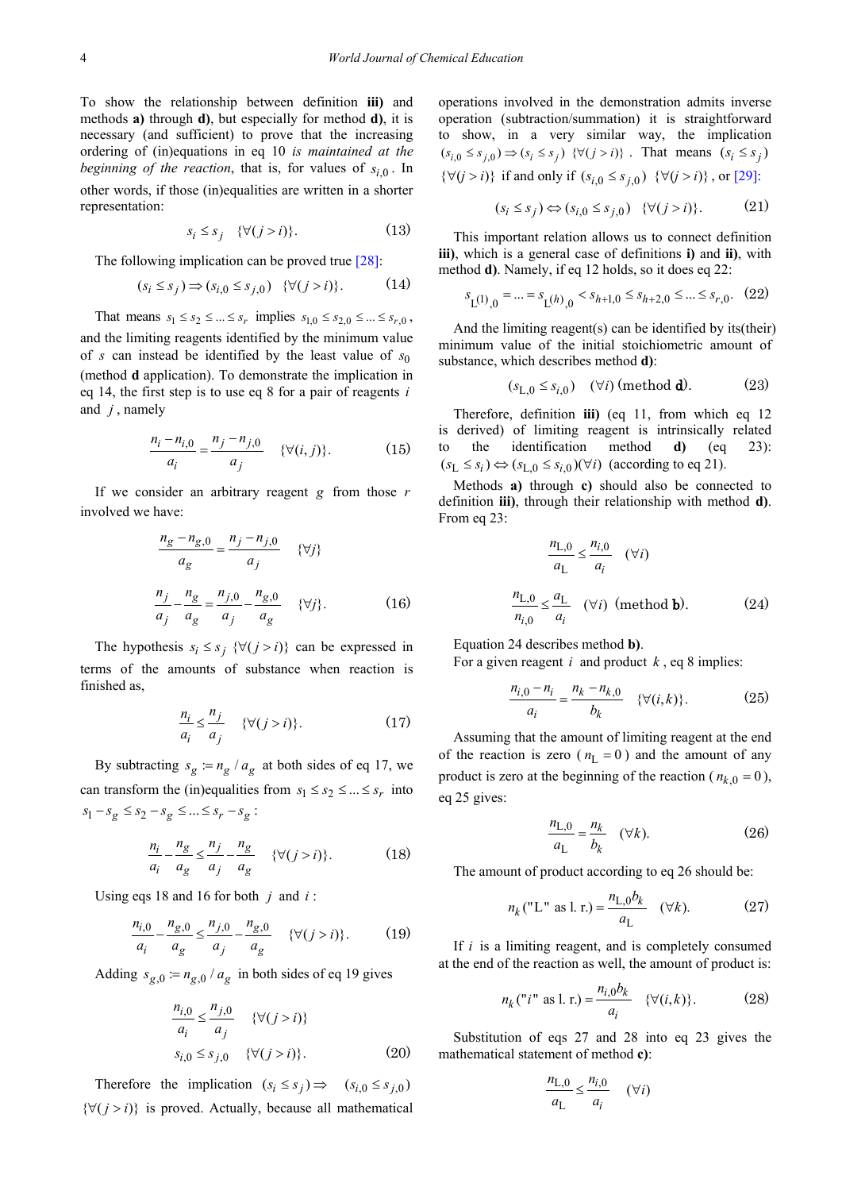To show the relationship between definition **iii)** and methods **a)** through **d)**, but especially for method **d)**, it is necessary (and sufficient) to prove that the increasing ordering of (in)equations in eq 10 *is maintained at the beginning of the reaction*, that is, for values of $s_{i,0}$. In other words, if those (in)equalities are written in a shorter representation:

$$s_i \le s_j \quad \{\forall (j > i)\}. \tag{13}$$

The following implication can be proved true [28]:

$$(s_i \le s_j) \Rightarrow (s_{i,0} \le s_{j,0}) \quad \{\forall (j > i)\}. \tag{14}$$

That means $s_1 \le s_2 \le ... \le s_r$ implies $s_{1,0} \le s_{2,0} \le ... \le s_{r,0}$, and the limiting reagents identified by the minimum value of $s$ can instead be identified by the least value of $s_0$ (method **d** application). To demonstrate the implication in eq 14, the first step is to use eq 8 for a pair of reagents $i$ and $j$, namely

$$\frac{n_i - n_{i,0}}{a_i} = \frac{n_j - n_{j,0}}{a_j} \quad \{\forall (i, j)\}. \tag{15}$$

If we consider an arbitrary reagent $g$ from those $r$ involved we have:

$$\frac{n_g - n_{g,0}}{a_g} = \frac{n_j - n_{j,0}}{a_j} \quad \{\forall j\}$$

$$\frac{n_j}{a_j} - \frac{n_g}{a_g} = \frac{n_{j,0}}{a_j} - \frac{n_{g,0}}{a_g} \quad \{\forall j\}. \tag{16}$$

The hypothesis $s_i \le s_j$ $\{\forall (j > i)\}$ can be expressed in terms of the amounts of substance when reaction is finished as,

$$\frac{n_i}{a_i} \le \frac{n_j}{a_j} \quad \{\forall (j > i)\}. \tag{17}$$

By subtracting $s_g := n_g / a_g$ at both sides of eq 17, we can transform the (in)equalities from $s_1 \le s_2 \le ... \le s_r$ into $s_1 - s_g \le s_2 - s_g \le ... \le s_r - s_g$:

$$\frac{n_i}{a_i} - \frac{n_g}{a_g} \le \frac{n_j}{a_j} - \frac{n_g}{a_g} \quad \{\forall (j > i)\}. \tag{18}$$

Using eqs 18 and 16 for both $j$ and $i$:

$$\frac{n_{i,0}}{a_i} - \frac{n_{g,0}}{a_g} \le \frac{n_{j,0}}{a_j} - \frac{n_{g,0}}{a_g} \quad \{\forall (j > i)\}. \tag{19}$$

Adding $s_{g,0} := n_{g,0} / a_g$ in both sides of eq 19 gives

$$\frac{n_{i,0}}{a_i} \le \frac{n_{j,0}}{a_j} \quad \{\forall (j > i)\}$$

$$s_{i,0} \le s_{j,0} \quad \{\forall (j > i)\}. \tag{20}$$

Therefore the implication $(s_i \le s_j) \Rightarrow (s_{i,0} \le s_{j,0})$ $\{\forall (j > i)\}$ is proved. Actually, because all mathematical operations involved in the demonstration admits inverse operation (subtraction/summation) it is straightforward to show, in a very similar way, the implication $(s_{i,0} \le s_{j,0}) \Rightarrow (s_i \le s_j)$ $\{\forall (j > i)\}$. That means $(s_i \le s_j)$ $\{\forall (j > i)\}$ if and only if $(s_{i,0} \le s_{j,0})$ $\{\forall (j > i)\}$, or [29]:

$$(s_i \le s_j) \Leftrightarrow (s_{i,0} \le s_{j,0}) \quad \{\forall (j > i)\}. \tag{21}$$

This important relation allows us to connect definition **iii)**, which is a general case of definitions **i)** and **ii)**, with method **d)**. Namely, if eq 12 holds, so it does eq 22:

$$s_{\mathrm{L}^{(1)},0} = ... = s_{\mathrm{L}^{(h)},0} < s_{h+1,0} \le s_{h+2,0} \le ... \le s_{r,0}. \tag{22}$$

And the limiting reagent(s) can be identified by its(their) minimum value of the initial stoichiometric amount of substance, which describes method **d)**:

$$(s_{\mathrm{L},0} \le s_{i,0}) \quad (\forall i) \; (\text{method } \mathbf{d}). \tag{23}$$

Therefore, definition **iii)** (eq 11, from which eq 12 is derived) of limiting reagent is intrinsically related to the identification method **d)** (eq 23): $(s_\mathrm{L} \le s_i) \Leftrightarrow (s_{\mathrm{L},0} \le s_{i,0})(\forall i)$ (according to eq 21).

Methods **a)** through **c)** should also be connected to definition **iii)**, through their relationship with method **d)**. From eq 23:

$$\frac{n_{\mathrm{L},0}}{a_\mathrm{L}} \le \frac{n_{i,0}}{a_i} \quad (\forall i)$$

$$\frac{n_{\mathrm{L},0}}{n_{i,0}} \le \frac{a_\mathrm{L}}{a_i} \quad (\forall i) \; (\text{method } \mathbf{b}). \tag{24}$$

Equation 24 describes method **b)**.

For a given reagent $i$ and product $k$, eq 8 implies:

$$\frac{n_{i,0} - n_i}{a_i} = \frac{n_k - n_{k,0}}{b_k} \quad \{\forall (i, k)\}. \tag{25}$$

Assuming that the amount of limiting reagent at the end of the reaction is zero ($n_\mathrm{L} = 0$) and the amount of any product is zero at the beginning of the reaction ($n_{k,0} = 0$), eq 25 gives:

$$\frac{n_{\mathrm{L},0}}{a_\mathrm{L}} = \frac{n_k}{b_k} \quad (\forall k). \tag{26}$$

The amount of product according to eq 26 should be:

$$n_k(\text{"L" as l. r.}) = \frac{n_{\mathrm{L},0} b_k}{a_\mathrm{L}} \quad (\forall k). \tag{27}$$

If $i$ is a limiting reagent, and is completely consumed at the end of the reaction as well, the amount of product is:

$$n_k(\text{"}i\text{" as l. r.}) = \frac{n_{i,0} b_k}{a_i} \quad \{\forall (i, k)\}. \tag{28}$$

Substitution of eqs 27 and 28 into eq 23 gives the mathematical statement of method **c)**:

$$\frac{n_{\mathrm{L},0}}{a_\mathrm{L}} \le \frac{n_{i,0}}{a_i} \quad (\forall i)$$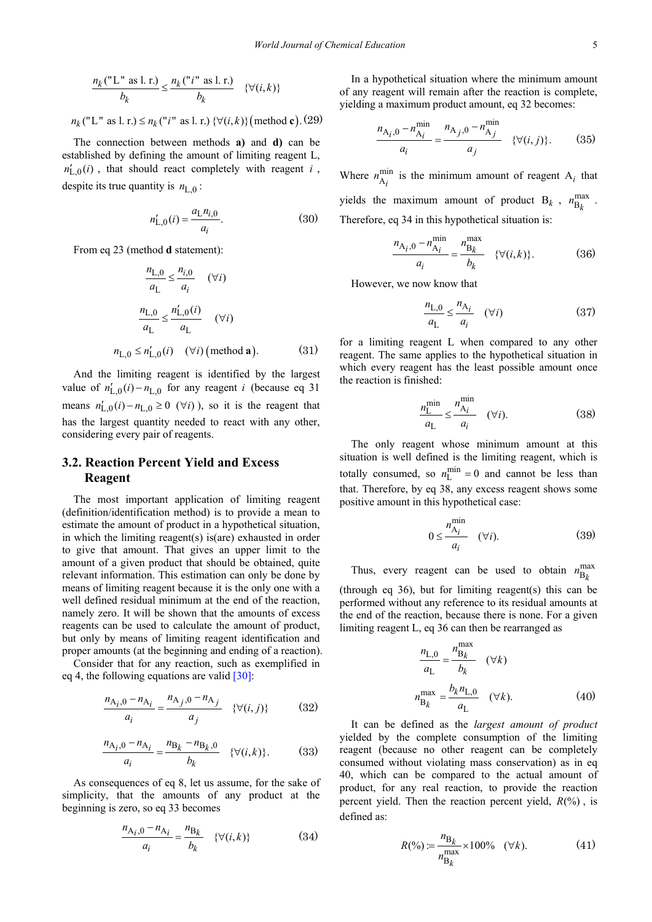$$\frac{n_k(\text{"L" as l. r.})}{b_k} \leq \frac{n_k(\text{"}i\text{" as l. r.})}{b_k} \quad \{\forall(i,k)\}$$

$$n_k(\text{"L" as l. r.}) \leq n_k(\text{"}i\text{" as l. r.}) \ \{\forall(i,k)\} (\text{method } \mathbf{c}). \quad (29)$$

The connection between methods **a)** and **d)** can be established by defining the amount of limiting reagent L, $n'_{\text{L},0}(i)$, that should react completely with reagent $i$, despite its true quantity is $n_{\text{L},0}$:

$$n'_{\text{L},0}(i) = \frac{a_\text{L} n_{i,0}}{a_i}. \quad (30)$$

From eq 23 (method **d** statement):

$$\frac{n_{\text{L},0}}{a_\text{L}} \leq \frac{n_{i,0}}{a_i} \quad (\forall i)$$

$$\frac{n_{\text{L},0}}{a_\text{L}} \leq \frac{n'_{\text{L},0}(i)}{a_\text{L}} \quad (\forall i)$$

$$n_{\text{L},0} \leq n'_{\text{L},0}(i) \quad (\forall i) (\text{method } \mathbf{a}). \quad (31)$$

And the limiting reagent is identified by the largest value of $n'_{\text{L},0}(i) - n_{\text{L},0}$ for any reagent $i$ (because eq 31 means $n'_{\text{L},0}(i) - n_{\text{L},0} \geq 0 \ (\forall i)$), so it is the reagent that has the largest quantity needed to react with any other, considering every pair of reagents.

## 3.2. Reaction Percent Yield and Excess Reagent

The most important application of limiting reagent (definition/identification method) is to provide a mean to estimate the amount of product in a hypothetical situation, in which the limiting reagent(s) is(are) exhausted in order to give that amount. That gives an upper limit to the amount of a given product that should be obtained, quite relevant information. This estimation can only be done by means of limiting reagent because it is the only one with a well defined residual minimum at the end of the reaction, namely zero. It will be shown that the amounts of excess reagents can be used to calculate the amount of product, but only by means of limiting reagent identification and proper amounts (at the beginning and ending of a reaction).

Consider that for any reaction, such as exemplified in eq 4, the following equations are valid [30]:

$$\frac{n_{\text{A}_i,0} - n_{\text{A}_i}}{a_i} = \frac{n_{\text{A}_j,0} - n_{\text{A}_j}}{a_j} \quad \{\forall(i,j)\} \quad (32)$$

$$\frac{n_{\text{A}_i,0} - n_{\text{A}_i}}{a_i} = \frac{n_{\text{B}_k} - n_{\text{B}_k,0}}{b_k} \quad \{\forall(i,k)\}. \quad (33)$$

As consequences of eq 8, let us assume, for the sake of simplicity, that the amounts of any product at the beginning is zero, so eq 33 becomes

$$\frac{n_{\text{A}_i,0} - n_{\text{A}_i}}{a_i} = \frac{n_{\text{B}_k}}{b_k} \quad \{\forall(i,k)\} \quad (34)$$

In a hypothetical situation where the minimum amount of any reagent will remain after the reaction is complete, yielding a maximum product amount, eq 32 becomes:

$$\frac{n_{\text{A}_i,0} - n_{\text{A}_i}^{\min}}{a_i} = \frac{n_{\text{A}_j,0} - n_{\text{A}_j}^{\min}}{a_j} \quad \{\forall(i,j)\}. \quad (35)$$

Where $n_{\text{A}_i}^{\min}$ is the minimum amount of reagent $\text{A}_i$ that yields the maximum amount of product $\text{B}_k$, $n_{\text{B}_k}^{\max}$. Therefore, eq 34 in this hypothetical situation is:

$$\frac{n_{\text{A}_i,0} - n_{\text{A}_i}^{\min}}{a_i} = \frac{n_{\text{B}_k}^{\max}}{b_k} \quad \{\forall(i,k)\}. \quad (36)$$

However, we now know that

$$\frac{n_{\text{L},0}}{a_\text{L}} \leq \frac{n_{\text{A}_i}}{a_i} \quad (\forall i) \quad (37)$$

for a limiting reagent L when compared to any other reagent. The same applies to the hypothetical situation in which every reagent has the least possible amount once the reaction is finished:

$$\frac{n_\text{L}^{\min}}{a_\text{L}} \leq \frac{n_{\text{A}_i}^{\min}}{a_i} \quad (\forall i). \quad (38)$$

The only reagent whose minimum amount at this situation is well defined is the limiting reagent, which is totally consumed, so $n_\text{L}^{\min} = 0$ and cannot be less than that. Therefore, by eq 38, any excess reagent shows some positive amount in this hypothetical case:

$$0 \leq \frac{n_{\text{A}_i}^{\min}}{a_i} \quad (\forall i). \quad (39)$$

Thus, every reagent can be used to obtain $n_{\text{B}_k}^{\max}$ (through eq 36), but for limiting reagent(s) this can be performed without any reference to its residual amounts at the end of the reaction, because there is none. For a given limiting reagent L, eq 36 can then be rearranged as

$$\frac{n_{\text{L},0}}{a_\text{L}} = \frac{n_{\text{B}_k}^{\max}}{b_k} \quad (\forall k)$$

$$n_{\text{B}_k}^{\max} = \frac{b_k n_{\text{L},0}}{a_\text{L}} \quad (\forall k). \quad (40)$$

It can be defined as the *largest amount of product* yielded by the complete consumption of the limiting reagent (because no other reagent can be completely consumed without violating mass conservation) as in eq 40, which can be compared to the actual amount of product, for any real reaction, to provide the reaction percent yield. Then the reaction percent yield, $R(\%)$, is defined as:

$$R(\%) := \frac{n_{\text{B}_k}}{n_{\text{B}_k}^{\max}} \times 100\% \quad (\forall k). \quad (41)$$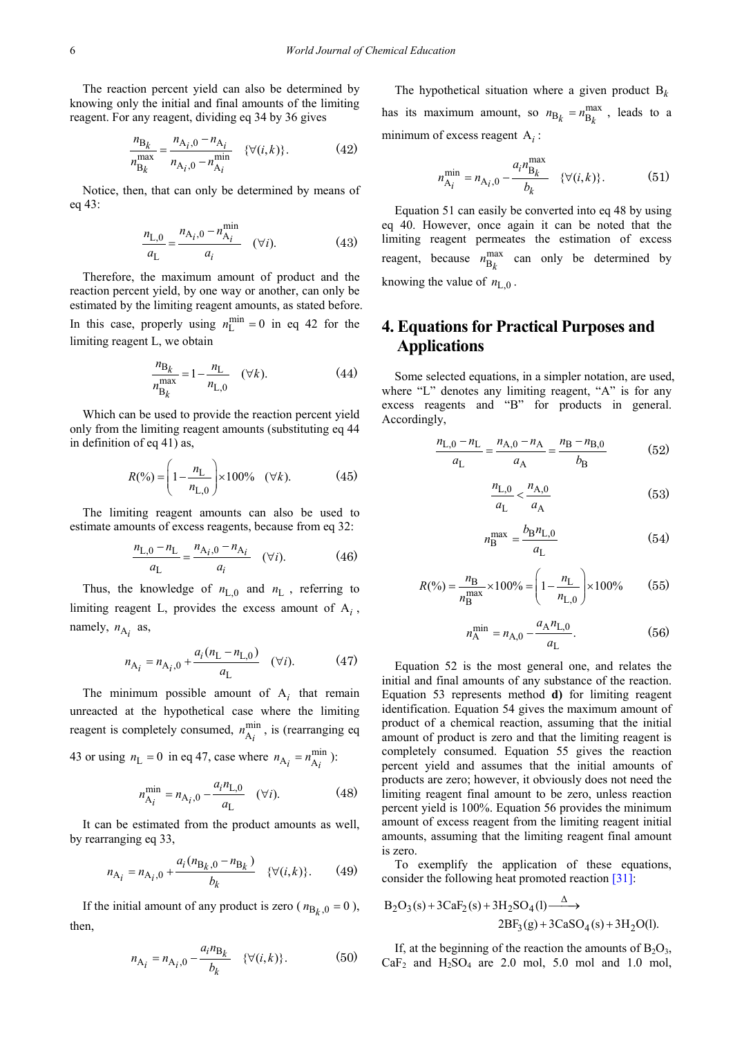The reaction percent yield can also be determined by knowing only the initial and final amounts of the limiting reagent. For any reagent, dividing eq 34 by 36 gives

$$\frac{n_{\mathrm{B}_k}}{n_{\mathrm{B}_k}^{\max}} = \frac{n_{\mathrm{A}_i,0} - n_{\mathrm{A}_i}}{n_{\mathrm{A}_i,0} - n_{\mathrm{A}_i}^{\min}} \quad \{\forall (i,k)\}. \tag{42}$$

Notice, then, that can only be determined by means of eq 43:

$$\frac{n_{\mathrm{L},0}}{a_{\mathrm{L}}} = \frac{n_{\mathrm{A}_i,0} - n_{\mathrm{A}_i}^{\min}}{a_i} \quad (\forall i). \tag{43}$$

Therefore, the maximum amount of product and the reaction percent yield, by one way or another, can only be estimated by the limiting reagent amounts, as stated before. In this case, properly using $n_{\mathrm{L}}^{\min} = 0$ in eq 42 for the limiting reagent L, we obtain

$$\frac{n_{\mathrm{B}_k}}{n_{\mathrm{B}_k}^{\max}} = 1 - \frac{n_{\mathrm{L}}}{n_{\mathrm{L},0}} \quad (\forall k). \tag{44}$$

Which can be used to provide the reaction percent yield only from the limiting reagent amounts (substituting eq 44 in definition of eq 41) as,

$$R(\%) = \left(1 - \frac{n_{\mathrm{L}}}{n_{\mathrm{L},0}}\right) \times 100\% \quad (\forall k). \tag{45}$$

The limiting reagent amounts can also be used to estimate amounts of excess reagents, because from eq 32:

$$\frac{n_{\mathrm{L},0} - n_{\mathrm{L}}}{a_{\mathrm{L}}} = \frac{n_{\mathrm{A}_i,0} - n_{\mathrm{A}_i}}{a_i} \quad (\forall i). \tag{46}$$

Thus, the knowledge of $n_{\mathrm{L},0}$ and $n_{\mathrm{L}}$, referring to limiting reagent L, provides the excess amount of $\mathrm{A}_i$, namely, $n_{\mathrm{A}_i}$ as,

$$n_{\mathrm{A}_i} = n_{\mathrm{A}_i,0} + \frac{a_i (n_{\mathrm{L}} - n_{\mathrm{L},0})}{a_{\mathrm{L}}} \quad (\forall i). \tag{47}$$

The minimum possible amount of $\mathrm{A}_i$ that remain unreacted at the hypothetical case where the limiting reagent is completely consumed, $n_{\mathrm{A}_i}^{\min}$, is (rearranging eq 43 or using $n_{\mathrm{L}} = 0$ in eq 47, case where $n_{\mathrm{A}_i} = n_{\mathrm{A}_i}^{\min}$):

$$n_{\mathrm{A}_i}^{\min} = n_{\mathrm{A}_i,0} - \frac{a_i n_{\mathrm{L},0}}{a_{\mathrm{L}}} \quad (\forall i). \tag{48}$$

It can be estimated from the product amounts as well, by rearranging eq 33,

$$n_{\mathrm{A}_i} = n_{\mathrm{A}_i,0} + \frac{a_i (n_{\mathrm{B}_k,0} - n_{\mathrm{B}_k})}{b_k} \quad \{\forall (i,k)\}. \tag{49}$$

If the initial amount of any product is zero ($n_{\mathrm{B}_k,0} = 0$), then,

$$n_{\mathrm{A}_i} = n_{\mathrm{A}_i,0} - \frac{a_i n_{\mathrm{B}_k}}{b_k} \quad \{\forall (i,k)\}. \tag{50}$$

The hypothetical situation where a given product $\mathrm{B}_k$ has its maximum amount, so $n_{\mathrm{B}_k} = n_{\mathrm{B}_k}^{\max}$, leads to a minimum of excess reagent $\mathrm{A}_i$:

$$n_{\mathrm{A}_i}^{\min} = n_{\mathrm{A}_i,0} - \frac{a_i n_{\mathrm{B}_k}^{\max}}{b_k} \quad \{\forall (i,k)\}. \tag{51}$$

Equation 51 can easily be converted into eq 48 by using eq 40. However, once again it can be noted that the limiting reagent permeates the estimation of excess reagent, because $n_{\mathrm{B}_k}^{\max}$ can only be determined by knowing the value of $n_{\mathrm{L},0}$.

## 4. Equations for Practical Purposes and Applications

Some selected equations, in a simpler notation, are used, where "L" denotes any limiting reagent, "A" is for any excess reagents and "B" for products in general. Accordingly,

$$\frac{n_{\mathrm{L},0} - n_{\mathrm{L}}}{a_{\mathrm{L}}} = \frac{n_{\mathrm{A},0} - n_{\mathrm{A}}}{a_{\mathrm{A}}} = \frac{n_{\mathrm{B}} - n_{\mathrm{B},0}}{b_{\mathrm{B}}} \tag{52}$$

$$\frac{n_{\mathrm{L},0}}{a_{\mathrm{L}}} < \frac{n_{\mathrm{A},0}}{a_{\mathrm{A}}} \tag{53}$$

$$n_{\mathrm{B}}^{\max} = \frac{b_{\mathrm{B}} n_{\mathrm{L},0}}{a_{\mathrm{L}}} \tag{54}$$

$$R(\%) = \frac{n_{\mathrm{B}}}{n_{\mathrm{B}}^{\max}} \times 100\% = \left(1 - \frac{n_{\mathrm{L}}}{n_{\mathrm{L},0}}\right) \times 100\% \tag{55}$$

$$n_{\mathrm{A}}^{\min} = n_{\mathrm{A},0} - \frac{a_{\mathrm{A}} n_{\mathrm{L},0}}{a_{\mathrm{L}}}. \tag{56}$$

Equation 52 is the most general one, and relates the initial and final amounts of any substance of the reaction. Equation 53 represents method **d)** for limiting reagent identification. Equation 54 gives the maximum amount of product of a chemical reaction, assuming that the initial amount of product is zero and that the limiting reagent is completely consumed. Equation 55 gives the reaction percent yield and assumes that the initial amounts of products are zero; however, it obviously does not need the limiting reagent final amount to be zero, unless reaction percent yield is 100%. Equation 56 provides the minimum amount of excess reagent from the limiting reagent initial amounts, assuming that the limiting reagent final amount is zero.

To exemplify the application of these equations, consider the following heat promoted reaction [31]:

$$B_2O_3(s) + 3CaF_2(s) + 3H_2SO_4(l) \xrightarrow{\Delta} 2BF_3(g) + 3CaSO_4(s) + 3H_2O(l).$$

If, at the beginning of the reaction the amounts of $B_2O_3$, $CaF_2$ and $H_2SO_4$ are 2.0 mol, 5.0 mol and 1.0 mol,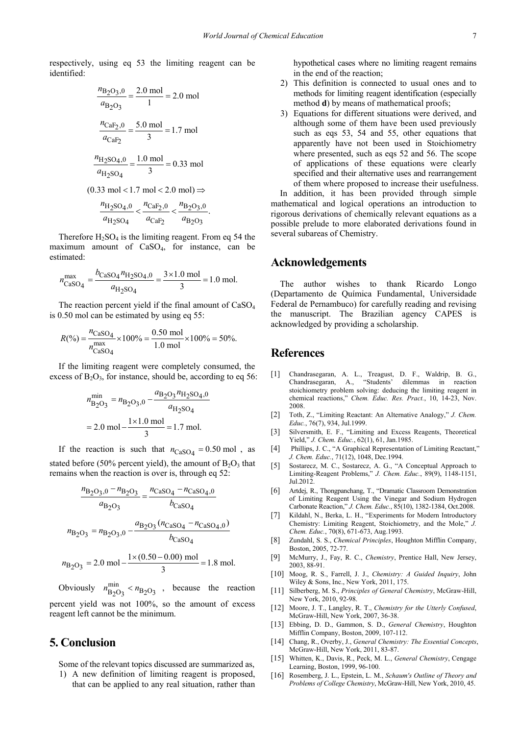respectively, using eq 53 the limiting reagent can be identified:

$$\frac{n_{B_2O_3,0}}{a_{B_2O_3}} = \frac{2.0 \text{ mol}}{1} = 2.0 \text{ mol}$$

$$\frac{n_{CaF_2,0}}{a_{CaF_2}} = \frac{5.0 \text{ mol}}{3} = 1.7 \text{ mol}$$

$$\frac{n_{H_2SO_4,0}}{a_{H_2SO_4}} = \frac{1.0 \text{ mol}}{3} = 0.33 \text{ mol}$$

$$(0.33 \text{ mol} < 1.7 \text{ mol} < 2.0 \text{ mol}) \Rightarrow$$

$$\frac{n_{H_2SO_4,0}}{a_{H_2SO_4}} < \frac{n_{CaF_2,0}}{a_{CaF_2}} < \frac{n_{B_2O_3,0}}{a_{B_2O_3}}.$$

Therefore $H_2SO_4$ is the limiting reagent. From eq 54 the maximum amount of $CaSO_4$, for instance, can be estimated:

$$n_{CaSO_4}^{\max} = \frac{b_{CaSO_4} n_{H_2SO_4,0}}{a_{H_2SO_4}} = \frac{3 \times 1.0 \text{ mol}}{3} = 1.0 \text{ mol}.$$

The reaction percent yield if the final amount of $CaSO_4$ is 0.50 mol can be estimated by using eq 55:

$$R(\%) = \frac{n_{CaSO_4}}{n_{CaSO_4}^{\max}} \times 100\% = \frac{0.50 \text{ mol}}{1.0 \text{ mol}} \times 100\% = 50\%.$$

If the limiting reagent were completely consumed, the excess of $B_2O_3$, for instance, should be, according to eq 56:

$$n_{B_2O_3}^{\min} = n_{B_2O_3,0} - \frac{a_{B_2O_3} n_{H_2SO_4,0}}{a_{H_2SO_4}}$$

$$= 2.0 \text{ mol} - \frac{1 \times 1.0 \text{ mol}}{3} = 1.7 \text{ mol}.$$

If the reaction is such that $n_{CaSO_4} = 0.50$ mol , as stated before (50% percent yield), the amount of $B_2O_3$ that remains when the reaction is over is, through eq 52:

$$\frac{n_{B_2O_3,0} - n_{B_2O_3}}{a_{B_2O_3}} = \frac{n_{CaSO_4} - n_{CaSO_4,0}}{b_{CaSO_4}}$$

$$n_{B_2O_3} = n_{B_2O_3,0} - \frac{a_{B_2O_3}(n_{CaSO_4} - n_{CaSO_4,0})}{b_{CaSO_4}}$$

$$n_{B_2O_3} = 2.0 \text{ mol} - \frac{1 \times (0.50 - 0.00) \text{ mol}}{3} = 1.8 \text{ mol}.$$

Obviously $n_{B_2O_3}^{\min} < n_{B_2O_3}$ , because the reaction percent yield was not 100%, so the amount of excess reagent left cannot be the minimum.

# 5. Conclusion

Some of the relevant topics discussed are summarized as,

1) A new definition of limiting reagent is proposed, that can be applied to any real situation, rather than hypothetical cases where no limiting reagent remains in the end of the reaction;
2) This definition is connected to usual ones and to methods for limiting reagent identification (especially method **d**) by means of mathematical proofs;
3) Equations for different situations were derived, and although some of them have been used previously such as eqs 53, 54 and 55, other equations that apparently have not been used in Stoichiometry where presented, such as eqs 52 and 56. The scope of applications of these equations were clearly specified and their alternative uses and rearrangement of them where proposed to increase their usefulness.

In addition, it has been provided through simple mathematical and logical operations an introduction to rigorous derivations of chemically relevant equations as a possible prelude to more elaborated derivations found in several subareas of Chemistry.

# Acknowledgements

The author wishes to thank Ricardo Longo (Departamento de Química Fundamental, Universidade Federal de Pernambuco) for carefully reading and revising the manuscript. The Brazilian agency CAPES is acknowledged by providing a scholarship.

# References

[1] Chandrasegaran, A. L., Treagust, D. F., Waldrip, B. G., Chandrasegaran, A., "Students' dilemmas in reaction stoichiometry problem solving: deducing the limiting reagent in chemical reactions," *Chem. Educ. Res. Pract.*, 10, 14-23, Nov. 2008.

[2] Toth, Z., "Limiting Reactant: An Alternative Analogy," *J. Chem. Educ.*, 76(7), 934, Jul.1999.

[3] Silversmith, E. F., "Limiting and Excess Reagents, Theoretical Yield," *J. Chem. Educ.*, 62(1), 61, Jan.1985.

[4] Phillips, J. C., "A Graphical Representation of Limiting Reactant," *J. Chem. Educ.*, 71(12), 1048, Dec.1994.

[5] Sostarecz, M. C., Sostarecz, A. G., "A Conceptual Approach to Limiting-Reagent Problems," *J. Chem. Educ.*, 89(9), 1148-1151, Jul.2012.

[6] Artdej, R., Thongpanchang, T., "Dramatic Classroom Demonstration of Limiting Reagent Using the Vinegar and Sodium Hydrogen Carbonate Reaction," *J. Chem. Educ.*, 85(10), 1382-1384, Oct.2008.

[7] Kildahl, N., Berka, L. H., "Experiments for Modern Introductory Chemistry: Limiting Reagent, Stoichiometry, and the Mole," *J. Chem. Educ.*, 70(8), 671-673, Aug.1993.

[8] Zundahl, S. S., *Chemical Principles*, Houghton Mifflin Company, Boston, 2005, 72-77.

[9] McMurry, J., Fay, R. C., *Chemistry*, Prentice Hall, New Jersey, 2003, 88-91.

[10] Moog, R. S., Farrell, J. J., *Chemistry: A Guided Inquiry*, John Wiley & Sons, Inc., New York, 2011, 175.

[11] Silberberg, M. S., *Principles of General Chemistry*, McGraw-Hill, New York, 2010, 92-98.

[12] Moore, J. T., Langley, R. T., *Chemistry for the Utterly Confused*, McGraw-Hill, New York, 2007, 36-38.

[13] Ebbing, D. D., Gammon, S. D., *General Chemistry*, Houghton Mifflin Company, Boston, 2009, 107-112.

[14] Chang, R., Overby, J., *General Chemistry: The Essential Concepts*, McGraw-Hill, New York, 2011, 83-87.

[15] Whitten, K., Davis, R., Peck, M. L., *General Chemistry*, Cengage Learning, Boston, 1999, 96-100.

[16] Rosemberg, J. L., Epstein, L. M., *Schaum's Outline of Theory and Problems of College Chemistry*, McGraw-Hill, New York, 2010, 45.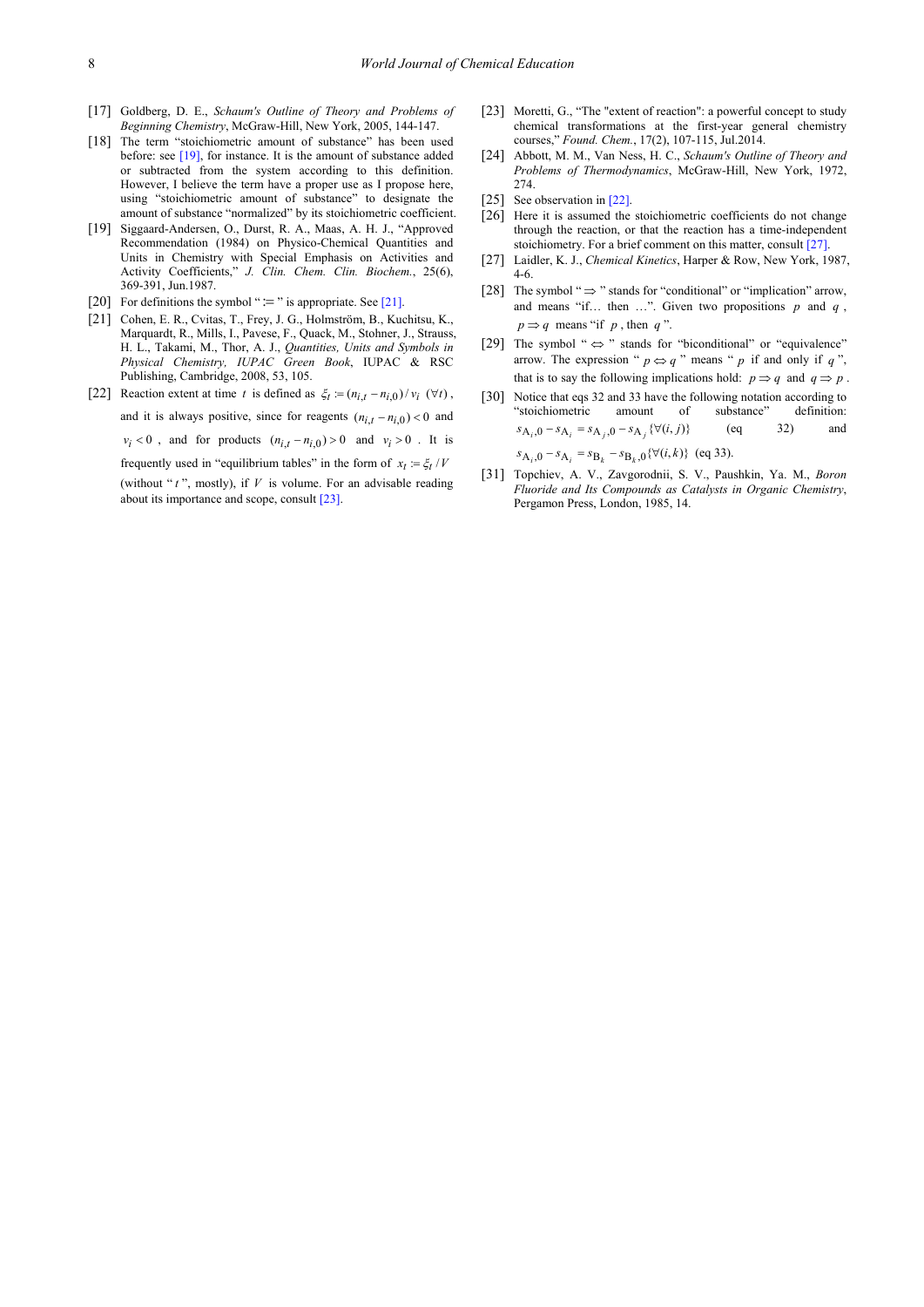[17] Goldberg, D. E., *Schaum's Outline of Theory and Problems of Beginning Chemistry*, McGraw-Hill, New York, 2005, 144-147.

[18] The term "stoichiometric amount of substance" has been used before: see [19], for instance. It is the amount of substance added or subtracted from the system according to this definition. However, I believe the term have a proper use as I propose here, using "stoichiometric amount of substance" to designate the amount of substance "normalized" by its stoichiometric coefficient.

[19] Siggaard-Andersen, O., Durst, R. A., Maas, A. H. J., "Approved Recommendation (1984) on Physico-Chemical Quantities and Units in Chemistry with Special Emphasis on Activities and Activity Coefficients," *J. Clin. Chem. Clin. Biochem.*, 25(6), 369-391, Jun.1987.

[20] For definitions the symbol " $:=$ " is appropriate. See [21].

[21] Cohen, E. R., Cvitas, T., Frey, J. G., Holmström, B., Kuchitsu, K., Marquardt, R., Mills, I., Pavese, F., Quack, M., Stohner, J., Strauss, H. L., Takami, M., Thor, A. J., *Quantities, Units and Symbols in Physical Chemistry, IUPAC Green Book*, IUPAC & RSC Publishing, Cambridge, 2008, 53, 105.

[22] Reaction extent at time $t$ is defined as $\xi_t := (n_{i,t} - n_{i,0}) / \nu_i \ (\forall t)$, and it is always positive, since for reagents $(n_{i,t} - n_{i,0}) < 0$ and $\nu_i < 0$, and for products $(n_{i,t} - n_{i,0}) > 0$ and $\nu_i > 0$. It is frequently used in "equilibrium tables" in the form of $x_t := \xi_t / V$ (without " $t$ ", mostly), if $V$ is volume. For an advisable reading about its importance and scope, consult [23].

[23] Moretti, G., "The "extent of reaction": a powerful concept to study chemical transformations at the first-year general chemistry courses," *Found. Chem.*, 17(2), 107-115, Jul.2014.

[24] Abbott, M. M., Van Ness, H. C., *Schaum's Outline of Theory and Problems of Thermodynamics*, McGraw-Hill, New York, 1972, 274.

[25] See observation in [22].

[26] Here it is assumed the stoichiometric coefficients do not change through the reaction, or that the reaction has a time-independent stoichiometry. For a brief comment on this matter, consult [27].

[27] Laidler, K. J., *Chemical Kinetics*, Harper & Row, New York, 1987, 4-6.

[28] The symbol " $\Rightarrow$ " stands for "conditional" or "implication" arrow, and means "if… then …". Given two propositions $p$ and $q$, $p \Rightarrow q$ means "if $p$, then $q$".

[29] The symbol " $\Leftrightarrow$ " stands for "biconditional" or "equivalence" arrow. The expression " $p \Leftrightarrow q$ " means " $p$ if and only if $q$ ", that is to say the following implications hold: $p \Rightarrow q$ and $q \Rightarrow p$.

[30] Notice that eqs 32 and 33 have the following notation according to "stoichiometric amount of substance" definition: $s_{\mathrm{A}_i,0} - s_{\mathrm{A}_i} = s_{\mathrm{A}_j,0} - s_{\mathrm{A}_j} \{\forall (i,j)\}$ (eq 32) and $s_{\mathrm{A}_i,0} - s_{\mathrm{A}_i} = s_{\mathrm{B}_k} - s_{\mathrm{B}_k,0} \{\forall (i,k)\}$ (eq 33).

[31] Topchiev, A. V., Zavgorodnii, S. V., Paushkin, Ya. M., *Boron Fluoride and Its Compounds as Catalysts in Organic Chemistry*, Pergamon Press, London, 1985, 14.